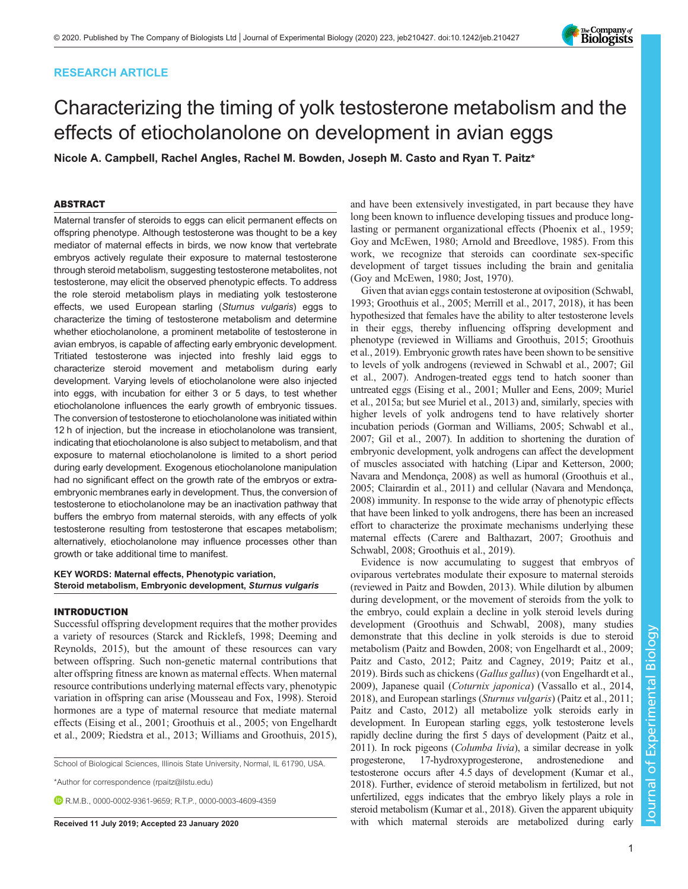RESEARCH ARTICLE

# Characterizing the timing of yolk testosterone metabolism and the effects of etiocholanolone on development in avian eggs

Nicole A. Campbell, Rachel Angles, Rachel M. Bowden, Joseph M. Casto and Ryan T. Paitz*

## ABSTRACT

Maternal transfer of steroids to eggs can elicit permanent effects on offspring phenotype. Although testosterone was thought to be a key mediator of maternal effects in birds, we now know that vertebrate embryos actively regulate their exposure to maternal testosterone through steroid metabolism, suggesting testosterone metabolites, not testosterone, may elicit the observed phenotypic effects. To address the role steroid metabolism plays in mediating yolk testosterone effects, we used European starling (*Sturnus vulgaris*) eggs to characterize the timing of testosterone metabolism and determine whether etiocholanolone, a prominent metabolite of testosterone in avian embryos, is capable of affecting early embryonic development. Tritiated testosterone was injected into freshly laid eggs to characterize steroid movement and metabolism during early development. Varying levels of etiocholanolone were also injected into eggs, with incubation for either 3 or 5 days, to test whether etiocholanolone influences the early growth of embryonic tissues. The conversion of testosterone to etiocholanolone was initiated within 12 h of injection, but the increase in etiocholanolone was transient, indicating that etiocholanolone is also subject to metabolism, and that exposure to maternal etiocholanolone is limited to a short period during early development. Exogenous etiocholanolone manipulation had no significant effect on the growth rate of the embryos or extra-embryonic membranes early in development. Thus, the conversion of testosterone to etiocholanolone may be an inactivation pathway that buffers the embryo from maternal steroids, with any effects of yolk testosterone resulting from testosterone that escapes metabolism; alternatively, etiocholanolone may influence processes other than growth or take additional time to manifest.

**KEY WORDS: Maternal effects, Phenotypic variation, Steroid metabolism, Embryonic development, *Sturnus vulgaris***

## INTRODUCTION

Successful offspring development requires that the mother provides a variety of resources (Starck and Ricklefs, 1998; Deeming and Reynolds, 2015), but the amount of these resources can vary between offspring. Such non-genetic maternal contributions that alter offspring fitness are known as maternal effects. When maternal resource contributions underlying maternal effects vary, phenotypic variation in offspring can arise (Mousseau and Fox, 1998). Steroid hormones are a type of maternal resource that mediate maternal effects (Eising et al., 2001; Groothuis et al., 2005; von Engelhardt et al., 2009; Riedstra et al., 2013; Williams and Groothuis, 2015), and have been extensively investigated, in part because they have long been known to influence developing tissues and produce long-lasting or permanent organizational effects (Phoenix et al., 1959; Goy and McEwen, 1980; Arnold and Breedlove, 1985). From this work, we recognize that steroids can coordinate sex-specific development of target tissues including the brain and genitalia (Goy and McEwen, 1980; Jost, 1970).

Given that avian eggs contain testosterone at oviposition (Schwabl, 1993; Groothuis et al., 2005; Merrill et al., 2017, 2018), it has been hypothesized that females have the ability to alter testosterone levels in their eggs, thereby influencing offspring development and phenotype (reviewed in Williams and Groothuis, 2015; Groothuis et al., 2019). Embryonic growth rates have been shown to be sensitive to levels of yolk androgens (reviewed in Schwabl et al., 2007; Gil et al., 2007). Androgen-treated eggs tend to hatch sooner than untreated eggs (Eising et al., 2001; Muller and Eens, 2009; Muriel et al., 2015a; but see Muriel et al., 2013) and, similarly, species with higher levels of yolk androgens tend to have relatively shorter incubation periods (Gorman and Williams, 2005; Schwabl et al., 2007; Gil et al., 2007). In addition to shortening the duration of embryonic development, yolk androgens can affect the development of muscles associated with hatching (Lipar and Ketterson, 2000; Navara and Mendonça, 2008) as well as humoral (Groothuis et al., 2005; Clairardin et al., 2011) and cellular (Navara and Mendonça, 2008) immunity. In response to the wide array of phenotypic effects that have been linked to yolk androgens, there has been an increased effort to characterize the proximate mechanisms underlying these maternal effects (Carere and Balthazart, 2007; Groothuis and Schwabl, 2008; Groothuis et al., 2019).

Evidence is now accumulating to suggest that embryos of oviparous vertebrates modulate their exposure to maternal steroids (reviewed in Paitz and Bowden, 2013). While dilution by albumen during development, or the movement of steroids from the yolk to the embryo, could explain a decline in yolk steroid levels during development (Groothuis and Schwabl, 2008), many studies demonstrate that this decline in yolk steroids is due to steroid metabolism (Paitz and Bowden, 2008; von Engelhardt et al., 2009; Paitz and Casto, 2012; Paitz and Cagney, 2019; Paitz et al., 2019). Birds such as chickens (*Gallus gallus*) (von Engelhardt et al., 2009), Japanese quail (*Coturnix japonica*) (Vassallo et al., 2014, 2018), and European starlings (*Sturnus vulgaris*) (Paitz et al., 2011; Paitz and Casto, 2012) all metabolize yolk steroids early in development. In European starling eggs, yolk testosterone levels rapidly decline during the first 5 days of development (Paitz et al., 2011). In rock pigeons (*Columba livia*), a similar decrease in yolk progesterone, 17-hydroxyprogesterone, androstenedione and testosterone occurs after 4.5 days of development (Kumar et al., 2018). Further, evidence of steroid metabolism in fertilized, but not unfertilized, eggs indicates that the embryo likely plays a role in steroid metabolism (Kumar et al., 2018). Given the apparent ubiquity with which maternal steroids are metabolized during early

School of Biological Sciences, Illinois State University, Normal, IL 61790, USA.

*Author for correspondence (rpaitz@ilstu.edu)

R.M.B., 0000-0002-9361-9659; R.T.P., 0000-0003-4609-4359

Received 11 July 2019; Accepted 23 January 2020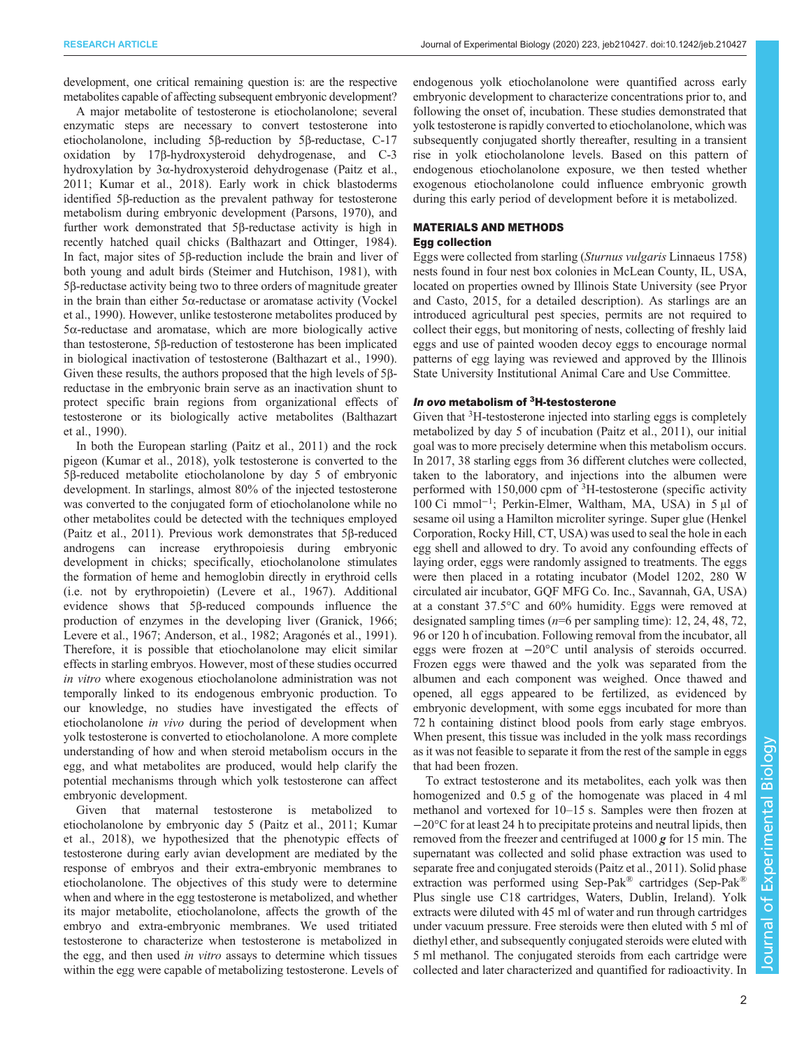development, one critical remaining question is: are the respective metabolites capable of affecting subsequent embryonic development?

A major metabolite of testosterone is etiocholanolone; several enzymatic steps are necessary to convert testosterone into etiocholanolone, including 5β-reduction by 5β-reductase, C-17 oxidation by 17β-hydroxysteroid dehydrogenase, and C-3 hydroxylation by 3α-hydroxysteroid dehydrogenase (Paitz et al., 2011; Kumar et al., 2018). Early work in chick blastoderms identified 5β-reduction as the prevalent pathway for testosterone metabolism during embryonic development (Parsons, 1970), and further work demonstrated that 5β-reductase activity is high in recently hatched quail chicks (Balthazart and Ottinger, 1984). In fact, major sites of 5β-reduction include the brain and liver of both young and adult birds (Steimer and Hutchison, 1981), with 5β-reductase activity being two to three orders of magnitude greater in the brain than either 5α-reductase or aromatase activity (Vockel et al., 1990). However, unlike testosterone metabolites produced by 5α-reductase and aromatase, which are more biologically active than testosterone, 5β-reduction of testosterone has been implicated in biological inactivation of testosterone (Balthazart et al., 1990). Given these results, the authors proposed that the high levels of 5β-reductase in the embryonic brain serve as an inactivation shunt to protect specific brain regions from organizational effects of testosterone or its biologically active metabolites (Balthazart et al., 1990).

In both the European starling (Paitz et al., 2011) and the rock pigeon (Kumar et al., 2018), yolk testosterone is converted to the 5β-reduced metabolite etiocholanolone by day 5 of embryonic development. In starlings, almost 80% of the injected testosterone was converted to the conjugated form of etiocholanolone while no other metabolites could be detected with the techniques employed (Paitz et al., 2011). Previous work demonstrates that 5β-reduced androgens can increase erythropoiesis during embryonic development in chicks; specifically, etiocholanolone stimulates the formation of heme and hemoglobin directly in erythroid cells (i.e. not by erythropoietin) (Levere et al., 1967). Additional evidence shows that 5β-reduced compounds influence the production of enzymes in the developing liver (Granick, 1966; Levere et al., 1967; Anderson, et al., 1982; Aragonés et al., 1991). Therefore, it is possible that etiocholanolone may elicit similar effects in starling embryos. However, most of these studies occurred *in vitro* where exogenous etiocholanolone administration was not temporally linked to its endogenous embryonic production. To our knowledge, no studies have investigated the effects of etiocholanolone *in vivo* during the period of development when yolk testosterone is converted to etiocholanolone. A more complete understanding of how and when steroid metabolism occurs in the egg, and what metabolites are produced, would help clarify the potential mechanisms through which yolk testosterone can affect embryonic development.

Given that maternal testosterone is metabolized to etiocholanolone by embryonic day 5 (Paitz et al., 2011; Kumar et al., 2018), we hypothesized that the phenotypic effects of testosterone during early avian development are mediated by the response of embryos and their extra-embryonic membranes to etiocholanolone. The objectives of this study were to determine when and where in the egg testosterone is metabolized, and whether its major metabolite, etiocholanolone, affects the growth of the embryo and extra-embryonic membranes. We used tritiated testosterone to characterize when testosterone is metabolized in the egg, and then used *in vitro* assays to determine which tissues within the egg were capable of metabolizing testosterone. Levels of endogenous yolk etiocholanolone were quantified across early embryonic development to characterize concentrations prior to, and following the onset of, incubation. These studies demonstrated that yolk testosterone is rapidly converted to etiocholanolone, which was subsequently conjugated shortly thereafter, resulting in a transient rise in yolk etiocholanolone levels. Based on this pattern of endogenous etiocholanolone exposure, we then tested whether exogenous etiocholanolone could influence embryonic growth during this early period of development before it is metabolized.

## MATERIALS AND METHODS

### Egg collection

Eggs were collected from starling (*Sturnus vulgaris* Linnaeus 1758) nests found in four nest box colonies in McLean County, IL, USA, located on properties owned by Illinois State University (see Pryor and Casto, 2015, for a detailed description). As starlings are an introduced agricultural pest species, permits are not required to collect their eggs, but monitoring of nests, collecting of freshly laid eggs and use of painted wooden decoy eggs to encourage normal patterns of egg laying was reviewed and approved by the Illinois State University Institutional Animal Care and Use Committee.

### *In ovo* metabolism of $^3$H-testosterone

Given that $^3$H-testosterone injected into starling eggs is completely metabolized by day 5 of incubation (Paitz et al., 2011), our initial goal was to more precisely determine when this metabolism occurs. In 2017, 38 starling eggs from 36 different clutches were collected, taken to the laboratory, and injections into the albumen were performed with 150,000 cpm of $^3$H-testosterone (specific activity 100 Ci mmol$^{-1}$; Perkin-Elmer, Waltham, MA, USA) in 5 µl of sesame oil using a Hamilton microliter syringe. Super glue (Henkel Corporation, Rocky Hill, CT, USA) was used to seal the hole in each egg shell and allowed to dry. To avoid any confounding effects of laying order, eggs were randomly assigned to treatments. The eggs were then placed in a rotating incubator (Model 1202, 280 W circulated air incubator, GQF MFG Co. Inc., Savannah, GA, USA) at a constant 37.5°C and 60% humidity. Eggs were removed at designated sampling times (*n*=6 per sampling time): 12, 24, 48, 72, 96 or 120 h of incubation. Following removal from the incubator, all eggs were frozen at −20°C until analysis of steroids occurred. Frozen eggs were thawed and the yolk was separated from the albumen and each component was weighed. Once thawed and opened, all eggs appeared to be fertilized, as evidenced by embryonic development, with some eggs incubated for more than 72 h containing distinct blood pools from early stage embryos. When present, this tissue was included in the yolk mass recordings as it was not feasible to separate it from the rest of the sample in eggs that had been frozen.

To extract testosterone and its metabolites, each yolk was then homogenized and 0.5 g of the homogenate was placed in 4 ml methanol and vortexed for 10–15 s. Samples were then frozen at −20°C for at least 24 h to precipitate proteins and neutral lipids, then removed from the freezer and centrifuged at 1000 ***g*** for 15 min. The supernatant was collected and solid phase extraction was used to separate free and conjugated steroids (Paitz et al., 2011). Solid phase extraction was performed using Sep-Pak® cartridges (Sep-Pak® Plus single use C18 cartridges, Waters, Dublin, Ireland). Yolk extracts were diluted with 45 ml of water and run through cartridges under vacuum pressure. Free steroids were then eluted with 5 ml of diethyl ether, and subsequently conjugated steroids were eluted with 5 ml methanol. The conjugated steroids from each cartridge were collected and later characterized and quantified for radioactivity. In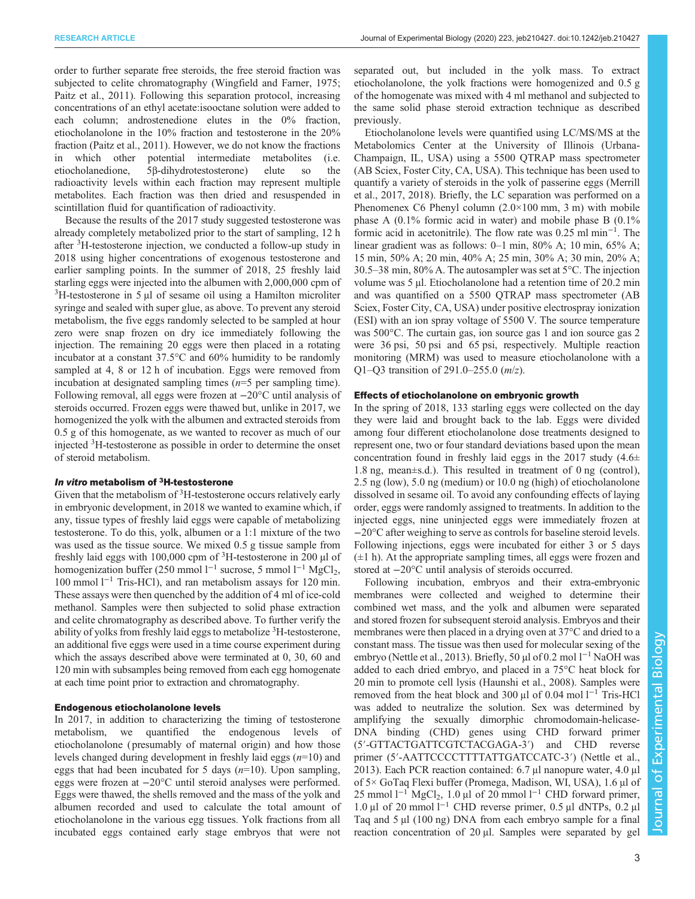order to further separate free steroids, the free steroid fraction was subjected to celite chromatography (Wingfield and Farner, 1975; Paitz et al., 2011). Following this separation protocol, increasing concentrations of an ethyl acetate:isooctane solution were added to each column; androstenedione elutes in the 0% fraction, etiocholanolone in the 10% fraction and testosterone in the 20% fraction (Paitz et al., 2011). However, we do not know the fractions in which other potential intermediate metabolites (i.e. etiocholanedione, 5β-dihydrotestosterone) elute so the radioactivity levels within each fraction may represent multiple metabolites. Each fraction was then dried and resuspended in scintillation fluid for quantification of radioactivity.

Because the results of the 2017 study suggested testosterone was already completely metabolized prior to the start of sampling, 12 h after $^3$H-testosterone injection, we conducted a follow-up study in 2018 using higher concentrations of exogenous testosterone and earlier sampling points. In the summer of 2018, 25 freshly laid starling eggs were injected into the albumen with 2,000,000 cpm of $^3$H-testosterone in 5 µl of sesame oil using a Hamilton microliter syringe and sealed with super glue, as above. To prevent any steroid metabolism, the five eggs randomly selected to be sampled at hour zero were snap frozen on dry ice immediately following the injection. The remaining 20 eggs were then placed in a rotating incubator at a constant 37.5°C and 60% humidity to be randomly sampled at 4, 8 or 12 h of incubation. Eggs were removed from incubation at designated sampling times (*n*=5 per sampling time). Following removal, all eggs were frozen at −20°C until analysis of steroids occurred. Frozen eggs were thawed but, unlike in 2017, we homogenized the yolk with the albumen and extracted steroids from 0.5 g of this homogenate, as we wanted to recover as much of our injected $^3$H-testosterone as possible in order to determine the onset of steroid metabolism.

### *In vitro* metabolism of $^3$H-testosterone

Given that the metabolism of $^3$H-testosterone occurs relatively early in embryonic development, in 2018 we wanted to examine which, if any, tissue types of freshly laid eggs were capable of metabolizing testosterone. To do this, yolk, albumen or a 1:1 mixture of the two was used as the tissue source. We mixed 0.5 g tissue sample from freshly laid eggs with 100,000 cpm of $^3$H-testosterone in 200 µl of homogenization buffer (250 mmol l$^{-1}$ sucrose, 5 mmol l$^{-1}$ $MgCl_2$, 100 mmol l$^{-1}$ Tris-HCl), and ran metabolism assays for 120 min. These assays were then quenched by the addition of 4 ml of ice-cold methanol. Samples were then subjected to solid phase extraction and celite chromatography as described above. To further verify the ability of yolks from freshly laid eggs to metabolize $^3$H-testosterone, an additional five eggs were used in a time course experiment during which the assays described above were terminated at 0, 30, 60 and 120 min with subsamples being removed from each egg homogenate at each time point prior to extraction and chromatography.

### Endogenous etiocholanolone levels

In 2017, in addition to characterizing the timing of testosterone metabolism, we quantified the endogenous levels of etiocholanolone (presumably of maternal origin) and how those levels changed during development in freshly laid eggs (*n*=10) and eggs that had been incubated for 5 days (*n*=10). Upon sampling, eggs were frozen at −20°C until steroid analyses were performed. Eggs were thawed, the shells removed and the mass of the yolk and albumen recorded and used to calculate the total amount of etiocholanolone in the various egg tissues. Yolk fractions from all incubated eggs contained early stage embryos that were not separated out, but included in the yolk mass. To extract etiocholanolone, the yolk fractions were homogenized and 0.5 g of the homogenate was mixed with 4 ml methanol and subjected to the same solid phase steroid extraction technique as described previously.

Etiocholanolone levels were quantified using LC/MS/MS at the Metabolomics Center at the University of Illinois (Urbana-Champaign, IL, USA) using a 5500 QTRAP mass spectrometer (AB Sciex, Foster City, CA, USA). This technique has been used to quantify a variety of steroids in the yolk of passerine eggs (Merrill et al., 2017, 2018). Briefly, the LC separation was performed on a Phenomenex C6 Phenyl column (2.0×100 mm, 3 m) with mobile phase A (0.1% formic acid in water) and mobile phase B (0.1% formic acid in acetonitrile). The flow rate was 0.25 ml min$^{-1}$. The linear gradient was as follows: 0–1 min, 80% A; 10 min, 65% A; 15 min, 50% A; 20 min, 40% A; 25 min, 30% A; 30 min, 20% A; 30.5–38 min, 80% A. The autosampler was set at 5°C. The injection volume was 5 µl. Etiocholanolone had a retention time of 20.2 min and was quantified on a 5500 QTRAP mass spectrometer (AB Sciex, Foster City, CA, USA) under positive electrospray ionization (ESI) with an ion spray voltage of 5500 V. The source temperature was 500°C. The curtain gas, ion source gas 1 and ion source gas 2 were 36 psi, 50 psi and 65 psi, respectively. Multiple reaction monitoring (MRM) was used to measure etiocholanolone with a Q1–Q3 transition of 291.0–255.0 (*m*/*z*).

### Effects of etiocholanolone on embryonic growth

In the spring of 2018, 133 starling eggs were collected on the day they were laid and brought back to the lab. Eggs were divided among four different etiocholanolone dose treatments designed to represent one, two or four standard deviations based upon the mean concentration found in freshly laid eggs in the 2017 study (4.6± 1.8 ng, mean±s.d.). This resulted in treatment of 0 ng (control), 2.5 ng (low), 5.0 ng (medium) or 10.0 ng (high) of etiocholanolone dissolved in sesame oil. To avoid any confounding effects of laying order, eggs were randomly assigned to treatments. In addition to the injected eggs, nine uninjected eggs were immediately frozen at −20°C after weighing to serve as controls for baseline steroid levels. Following injections, eggs were incubated for either 3 or 5 days (±1 h). At the appropriate sampling times, all eggs were frozen and stored at −20°C until analysis of steroids occurred.

Following incubation, embryos and their extra-embryonic membranes were collected and weighed to determine their combined wet mass, and the yolk and albumen were separated and stored frozen for subsequent steroid analysis. Embryos and their membranes were then placed in a drying oven at 37°C and dried to a constant mass. The tissue was then used for molecular sexing of the embryo (Nettle et al., 2013). Briefly, 50 µl of 0.2 mol l$^{-1}$ NaOH was added to each dried embryo, and placed in a 75°C heat block for 20 min to promote cell lysis (Haunshi et al., 2008). Samples were removed from the heat block and 300 µl of 0.04 mol l$^{-1}$ Tris-HCl was added to neutralize the solution. Sex was determined by amplifying the sexually dimorphic chromodomain-helicase-DNA binding (CHD) genes using CHD forward primer (5′-GTTACTGATTCGTCTACGAGA-3′) and CHD reverse primer (5′-AATTCCCCTTTTATTGATCCATC-3′) (Nettle et al., 2013). Each PCR reaction contained: 6.7 µl nanopure water, 4.0 µl of 5× GoTaq Flexi buffer (Promega, Madison, WI, USA), 1.6 µl of 25 mmol l$^{-1}$ $MgCl_2$, 1.0 µl of 20 mmol l$^{-1}$ CHD forward primer, 1.0 µl of 20 mmol l$^{-1}$ CHD reverse primer, 0.5 µl dNTPs, 0.2 µl Taq and 5 µl (100 ng) DNA from each embryo sample for a final reaction concentration of 20 µl. Samples were separated by gel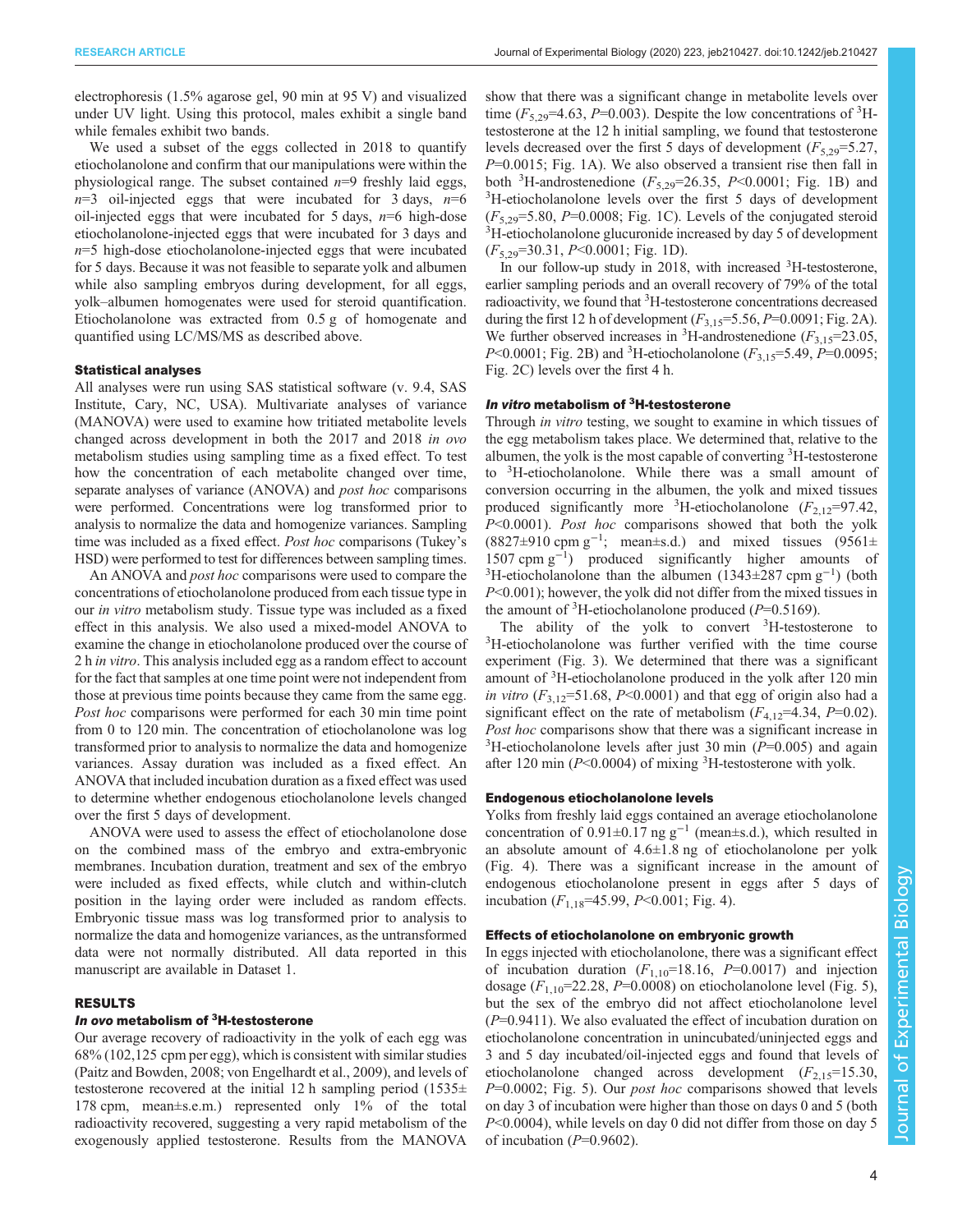electrophoresis (1.5% agarose gel, 90 min at 95 V) and visualized under UV light. Using this protocol, males exhibit a single band while females exhibit two bands.

We used a subset of the eggs collected in 2018 to quantify etiocholanolone and confirm that our manipulations were within the physiological range. The subset contained $n$=9 freshly laid eggs, $n$=3 oil-injected eggs that were incubated for 3 days, $n$=6 oil-injected eggs that were incubated for 5 days, $n$=6 high-dose etiocholanolone-injected eggs that were incubated for 3 days and $n$=5 high-dose etiocholanolone-injected eggs that were incubated for 5 days. Because it was not feasible to separate yolk and albumen while also sampling embryos during development, for all eggs, yolk–albumen homogenates were used for steroid quantification. Etiocholanolone was extracted from 0.5 g of homogenate and quantified using LC/MS/MS as described above.

#### Statistical analyses

All analyses were run using SAS statistical software (v. 9.4, SAS Institute, Cary, NC, USA). Multivariate analyses of variance (MANOVA) were used to examine how tritiated metabolite levels changed across development in both the 2017 and 2018 *in ovo* metabolism studies using sampling time as a fixed effect. To test how the concentration of each metabolite changed over time, separate analyses of variance (ANOVA) and *post hoc* comparisons were performed. Concentrations were log transformed prior to analysis to normalize the data and homogenize variances. Sampling time was included as a fixed effect. *Post hoc* comparisons (Tukey's HSD) were performed to test for differences between sampling times.

An ANOVA and *post hoc* comparisons were used to compare the concentrations of etiocholanolone produced from each tissue type in our *in vitro* metabolism study. Tissue type was included as a fixed effect in this analysis. We also used a mixed-model ANOVA to examine the change in etiocholanolone produced over the course of 2 h *in vitro*. This analysis included egg as a random effect to account for the fact that samples at one time point were not independent from those at previous time points because they came from the same egg. *Post hoc* comparisons were performed for each 30 min time point from 0 to 120 min. The concentration of etiocholanolone was log transformed prior to analysis to normalize the data and homogenize variances. Assay duration was included as a fixed effect. An ANOVA that included incubation duration as a fixed effect was used to determine whether endogenous etiocholanolone levels changed over the first 5 days of development.

ANOVA were used to assess the effect of etiocholanolone dose on the combined mass of the embryo and extra-embryonic membranes. Incubation duration, treatment and sex of the embryo were included as fixed effects, while clutch and within-clutch position in the laying order were included as random effects. Embryonic tissue mass was log transformed prior to analysis to normalize the data and homogenize variances, as the untransformed data were not normally distributed. All data reported in this manuscript are available in Dataset 1.

## RESULTS

### *In ovo* metabolism of $^3$H-testosterone

Our average recovery of radioactivity in the yolk of each egg was 68% (102,125 cpm per egg), which is consistent with similar studies (Paitz and Bowden, 2008; von Engelhardt et al., 2009), and levels of testosterone recovered at the initial 12 h sampling period (1535±178 cpm, mean±s.e.m.) represented only 1% of the total radioactivity recovered, suggesting a very rapid metabolism of the exogenously applied testosterone. Results from the MANOVA show that there was a significant change in metabolite levels over time ($F_{5,29}$=4.63, $P$=0.003). Despite the low concentrations of $^3$H-testosterone at the 12 h initial sampling, we found that testosterone levels decreased over the first 5 days of development ($F_{5,29}$=5.27, $P$=0.0015; Fig. 1A). We also observed a transient rise then fall in both $^3$H-androstenedione ($F_{5,29}$=26.35, $P$<0.0001; Fig. 1B) and $^3$H-etiocholanolone levels over the first 5 days of development ($F_{5,29}$=5.80, $P$=0.0008; Fig. 1C). Levels of the conjugated steroid $^3$H-etiocholanolone glucuronide increased by day 5 of development ($F_{5,29}$=30.31, $P$<0.0001; Fig. 1D).

In our follow-up study in 2018, with increased $^3$H-testosterone, earlier sampling periods and an overall recovery of 79% of the total radioactivity, we found that $^3$H-testosterone concentrations decreased during the first 12 h of development ($F_{3,15}$=5.56, $P$=0.0091; Fig. 2A). We further observed increases in $^3$H-androstenedione ($F_{3,15}$=23.05, $P$<0.0001; Fig. 2B) and $^3$H-etiocholanolone ($F_{3,15}$=5.49, $P$=0.0095; Fig. 2C) levels over the first 4 h.

### *In vitro* metabolism of $^3$H-testosterone

Through *in vitro* testing, we sought to examine in which tissues of the egg metabolism takes place. We determined that, relative to the albumen, the yolk is the most capable of converting $^3$H-testosterone to $^3$H-etiocholanolone. While there was a small amount of conversion occurring in the albumen, the yolk and mixed tissues produced significantly more $^3$H-etiocholanolone ($F_{2,12}$=97.42, $P$<0.0001). *Post hoc* comparisons showed that both the yolk (8827±910 cpm g$^{-1}$; mean±s.d.) and mixed tissues (9561±1507 cpm g$^{-1}$) produced significantly higher amounts of $^3$H-etiocholanolone than the albumen (1343±287 cpm g$^{-1}$) (both $P$<0.001); however, the yolk did not differ from the mixed tissues in the amount of $^3$H-etiocholanolone produced ($P$=0.5169).

The ability of the yolk to convert $^3$H-testosterone to $^3$H-etiocholanolone was further verified with the time course experiment (Fig. 3). We determined that there was a significant amount of $^3$H-etiocholanolone produced in the yolk after 120 min *in vitro* ($F_{3,12}$=51.68, $P$<0.0001) and that egg of origin also had a significant effect on the rate of metabolism ($F_{4,12}$=4.34, $P$=0.02). *Post hoc* comparisons show that there was a significant increase in $^3$H-etiocholanolone levels after just 30 min ($P$=0.005) and again after 120 min ($P$<0.0004) of mixing $^3$H-testosterone with yolk.

#### Endogenous etiocholanolone levels

Yolks from freshly laid eggs contained an average etiocholanolone concentration of 0.91±0.17 ng g$^{-1}$ (mean±s.d.), which resulted in an absolute amount of 4.6±1.8 ng of etiocholanolone per yolk (Fig. 4). There was a significant increase in the amount of endogenous etiocholanolone present in eggs after 5 days of incubation ($F_{1,18}$=45.99, $P$<0.001; Fig. 4).

#### Effects of etiocholanolone on embryonic growth

In eggs injected with etiocholanolone, there was a significant effect of incubation duration ($F_{1,10}$=18.16, $P$=0.0017) and injection dosage ($F_{1,10}$=22.28, $P$=0.0008) on etiocholanolone level (Fig. 5), but the sex of the embryo did not affect etiocholanolone level ($P$=0.9411). We also evaluated the effect of incubation duration on etiocholanolone concentration in unincubated/uninjected eggs and 3 and 5 day incubated/oil-injected eggs and found that levels of etiocholanolone changed across development ($F_{2,15}$=15.30, $P$=0.0002; Fig. 5). Our *post hoc* comparisons showed that levels on day 3 of incubation were higher than those on days 0 and 5 (both $P$<0.0004), while levels on day 0 did not differ from those on day 5 of incubation ($P$=0.9602).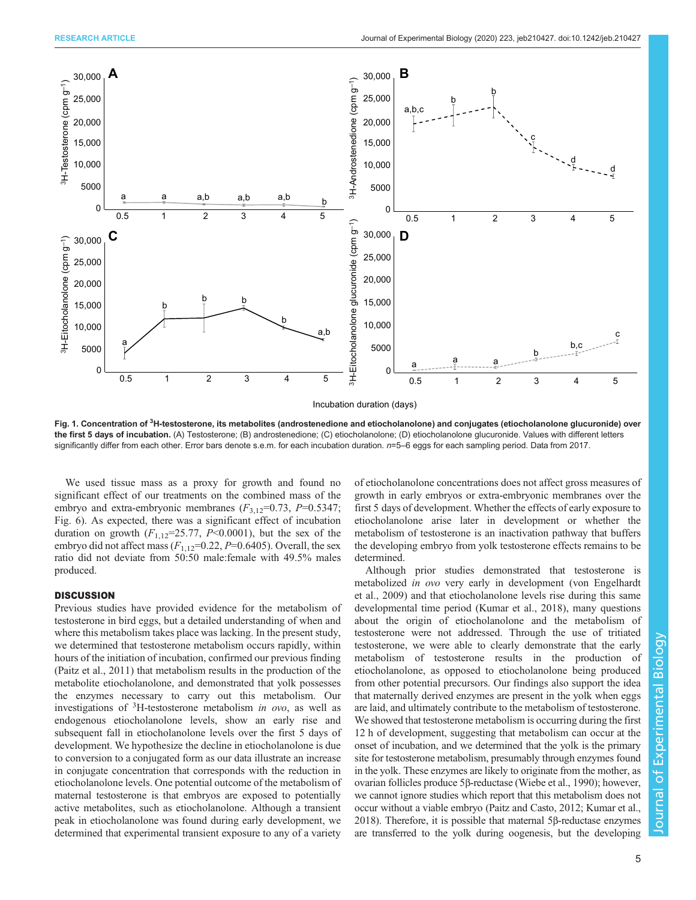Fig. 1. Concentration of $^3$H-testosterone, its metabolites (androstenedione and etiocholanolone) and conjugates (etiocholanolone glucuronide) over the first 5 days of incubation. (A) Testosterone; (B) androstenedione; (C) etiocholanolone; (D) etiocholanolone glucuronide. Values with different letters significantly differ from each other. Error bars denote s.e.m. for each incubation duration. $n$=5–6 eggs for each sampling period. Data from 2017.

We used tissue mass as a proxy for growth and found no significant effect of our treatments on the combined mass of the embryo and extra-embryonic membranes ($F_{3,12}$=0.73, $P$=0.5347; Fig. 6). As expected, there was a significant effect of incubation duration on growth ($F_{1,12}$=25.77, $P$<0.0001), but the sex of the embryo did not affect mass ($F_{1,12}$=0.22, $P$=0.6405). Overall, the sex ratio did not deviate from 50:50 male:female with 49.5% males produced.

## DISCUSSION

Previous studies have provided evidence for the metabolism of testosterone in bird eggs, but a detailed understanding of when and where this metabolism takes place was lacking. In the present study, we determined that testosterone metabolism occurs rapidly, within hours of the initiation of incubation, confirmed our previous finding (Paitz et al., 2011) that metabolism results in the production of the metabolite etiocholanolone, and demonstrated that yolk possesses the enzymes necessary to carry out this metabolism. Our investigations of $^3$H-testosterone metabolism *in ovo*, as well as endogenous etiocholanolone levels, show an early rise and subsequent fall in etiocholanolone levels over the first 5 days of development. We hypothesize the decline in etiocholanolone is due to conversion to a conjugated form as our data illustrate an increase in conjugate concentration that corresponds with the reduction in etiocholanolone levels. One potential outcome of the metabolism of maternal testosterone is that embryos are exposed to potentially active metabolites, such as etiocholanolone. Although a transient peak in etiocholanolone was found during early development, we determined that experimental transient exposure to any of a variety of etiocholanolone concentrations does not affect gross measures of growth in early embryos or extra-embryonic membranes over the first 5 days of development. Whether the effects of early exposure to etiocholanolone arise later in development or whether the metabolism of testosterone is an inactivation pathway that buffers the developing embryo from yolk testosterone effects remains to be determined.

Although prior studies demonstrated that testosterone is metabolized *in ovo* very early in development (von Engelhardt et al., 2009) and that etiocholanolone levels rise during this same developmental time period (Kumar et al., 2018), many questions about the origin of etiocholanolone and the metabolism of testosterone were not addressed. Through the use of tritiated testosterone, we were able to clearly demonstrate that the early metabolism of testosterone results in the production of etiocholanolone, as opposed to etiocholanolone being produced from other potential precursors. Our findings also support the idea that maternally derived enzymes are present in the yolk when eggs are laid, and ultimately contribute to the metabolism of testosterone. We showed that testosterone metabolism is occurring during the first 12 h of development, suggesting that metabolism can occur at the onset of incubation, and we determined that the yolk is the primary site for testosterone metabolism, presumably through enzymes found in the yolk. These enzymes are likely to originate from the mother, as ovarian follicles produce 5β-reductase (Wiebe et al., 1990); however, we cannot ignore studies which report that this metabolism does not occur without a viable embryo (Paitz and Casto, 2012; Kumar et al., 2018). Therefore, it is possible that maternal 5β-reductase enzymes are transferred to the yolk during oogenesis, but the developing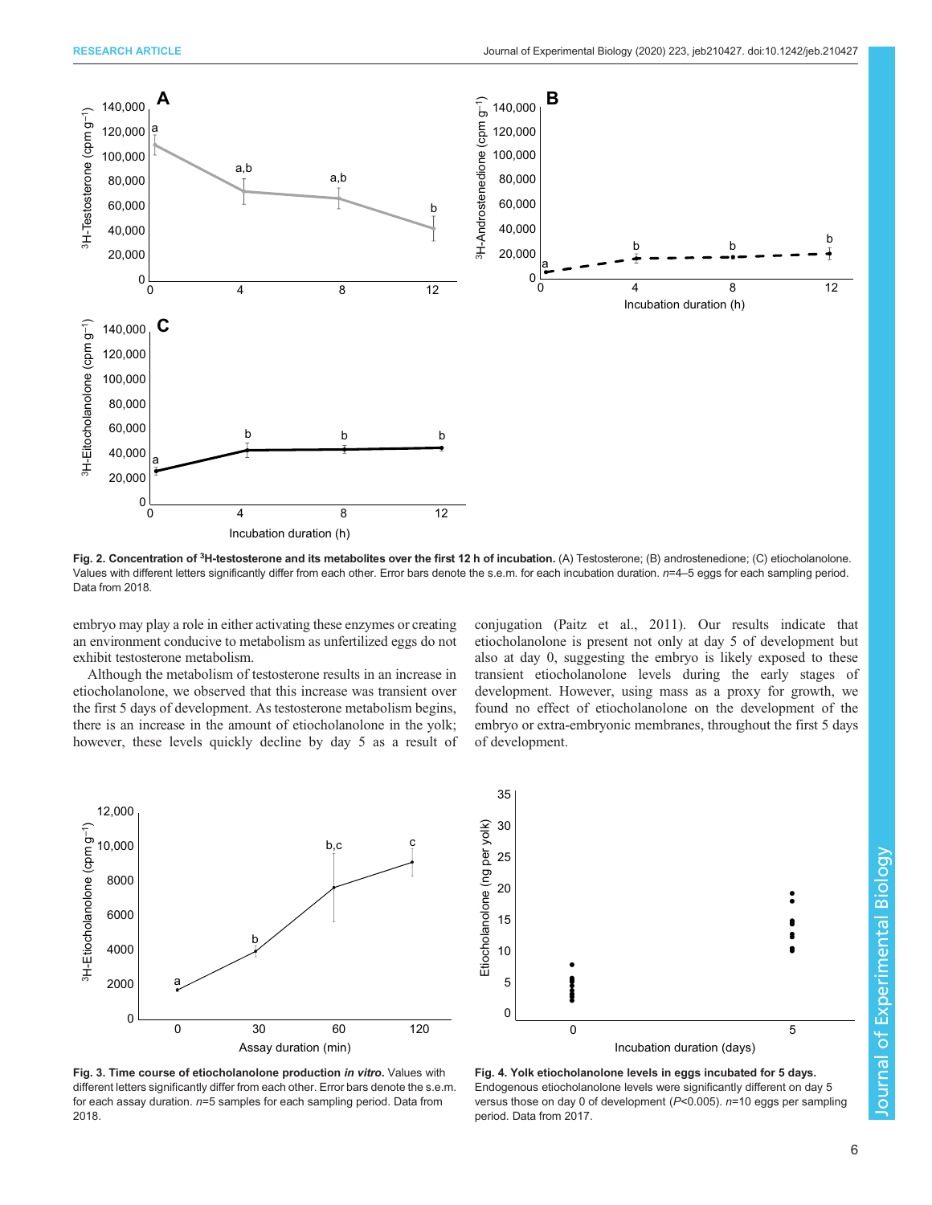Fig. 2. Concentration of $^{3}$H-testosterone and its metabolites over the first 12 h of incubation. (A) Testosterone; (B) androstenedione; (C) etiocholanolone. Values with different letters significantly differ from each other. Error bars denote the s.e.m. for each incubation duration. $n$=4–5 eggs for each sampling period. Data from 2018.

embryo may play a role in either activating these enzymes or creating an environment conducive to metabolism as unfertilized eggs do not exhibit testosterone metabolism.

Although the metabolism of testosterone results in an increase in etiocholanolone, we observed that this increase was transient over the first 5 days of development. As testosterone metabolism begins, there is an increase in the amount of etiocholanolone in the yolk; however, these levels quickly decline by day 5 as a result of conjugation (Paitz et al., 2011). Our results indicate that etiocholanolone is present not only at day 5 of development but also at day 0, suggesting the embryo is likely exposed to these transient etiocholanolone levels during the early stages of development. However, using mass as a proxy for growth, we found no effect of etiocholanolone on the development of the embryo or extra-embryonic membranes, throughout the first 5 days of development.

**Fig. 3. Time course of etiocholanolone production *in vitro*.** Values with different letters significantly differ from each other. Error bars denote the s.e.m. for each assay duration. $n$=5 samples for each sampling period. Data from 2018.

**Fig. 4. Yolk etiocholanolone levels in eggs incubated for 5 days.** Endogenous etiocholanolone levels were significantly different on day 5 versus those on day 0 of development ($P$<0.005). $n$=10 eggs per sampling period. Data from 2017.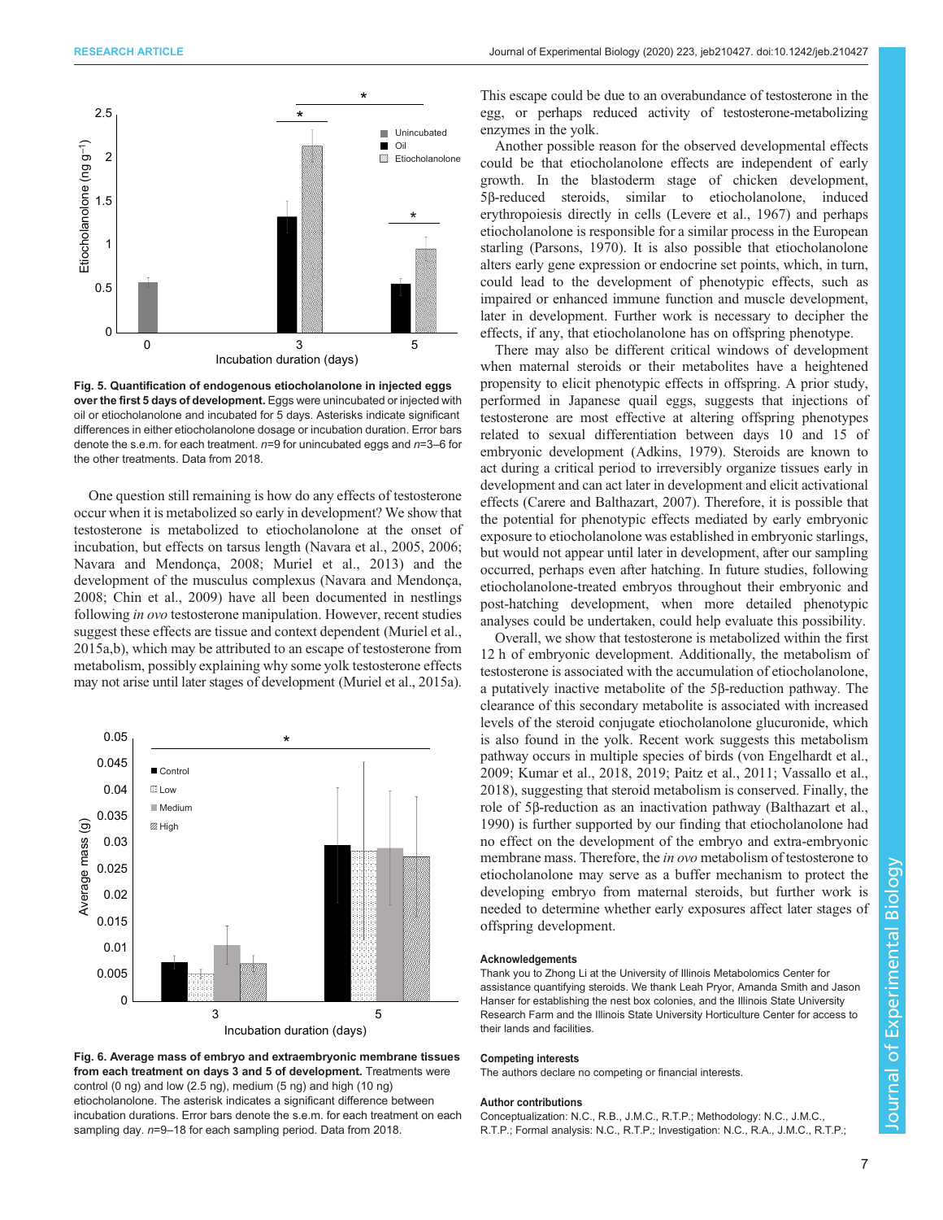**Fig. 5. Quantification of endogenous etiocholanolone in injected eggs over the first 5 days of development.** Eggs were unincubated or injected with oil or etiocholanolone and incubated for 5 days. Asterisks indicate significant differences in either etiocholanolone dosage or incubation duration. Error bars denote the s.e.m. for each treatment. $n$=9 for unincubated eggs and $n$=3–6 for the other treatments. Data from 2018.

One question still remaining is how do any effects of testosterone occur when it is metabolized so early in development? We show that testosterone is metabolized to etiocholanolone at the onset of incubation, but effects on tarsus length (Navara et al., 2005, 2006; Navara and Mendonça, 2008; Muriel et al., 2013) and the development of the musculus complexus (Navara and Mendonça, 2008; Chin et al., 2009) have all been documented in nestlings following *in ovo* testosterone manipulation. However, recent studies suggest these effects are tissue and context dependent (Muriel et al., 2015a,b), which may be attributed to an escape of testosterone from metabolism, possibly explaining why some yolk testosterone effects may not arise until later stages of development (Muriel et al., 2015a).

**Fig. 6. Average mass of embryo and extraembryonic membrane tissues from each treatment on days 3 and 5 of development.** Treatments were control (0 ng) and low (2.5 ng), medium (5 ng) and high (10 ng) etiocholanolone. The asterisk indicates a significant difference between incubation durations. Error bars denote the s.e.m. for each treatment on each sampling day. $n$=9–18 for each sampling period. Data from 2018.

This escape could be due to an overabundance of testosterone in the egg, or perhaps reduced activity of testosterone-metabolizing enzymes in the yolk.

Another possible reason for the observed developmental effects could be that etiocholanolone effects are independent of early growth. In the blastoderm stage of chicken development, 5β-reduced steroids, similar to etiocholanolone, induced erythropoiesis directly in cells (Levere et al., 1967) and perhaps etiocholanolone is responsible for a similar process in the European starling (Parsons, 1970). It is also possible that etiocholanolone alters early gene expression or endocrine set points, which, in turn, could lead to the development of phenotypic effects, such as impaired or enhanced immune function and muscle development, later in development. Further work is necessary to decipher the effects, if any, that etiocholanolone has on offspring phenotype.

There may also be different critical windows of development when maternal steroids or their metabolites have a heightened propensity to elicit phenotypic effects in offspring. A prior study, performed in Japanese quail eggs, suggests that injections of testosterone are most effective at altering offspring phenotypes related to sexual differentiation between days 10 and 15 of embryonic development (Adkins, 1979). Steroids are known to act during a critical period to irreversibly organize tissues early in development and can act later in development and elicit activational effects (Carere and Balthazart, 2007). Therefore, it is possible that the potential for phenotypic effects mediated by early embryonic exposure to etiocholanolone was established in embryonic starlings, but would not appear until later in development, after our sampling occurred, perhaps even after hatching. In future studies, following etiocholanolone-treated embryos throughout their embryonic and post-hatching development, when more detailed phenotypic analyses could be undertaken, could help evaluate this possibility.

Overall, we show that testosterone is metabolized within the first 12 h of embryonic development. Additionally, the metabolism of testosterone is associated with the accumulation of etiocholanolone, a putatively inactive metabolite of the 5β-reduction pathway. The clearance of this secondary metabolite is associated with increased levels of the steroid conjugate etiocholanolone glucuronide, which is also found in the yolk. Recent work suggests this metabolism pathway occurs in multiple species of birds (von Engelhardt et al., 2009; Kumar et al., 2018, 2019; Paitz et al., 2011; Vassallo et al., 2018), suggesting that steroid metabolism is conserved. Finally, the role of 5β-reduction as an inactivation pathway (Balthazart et al., 1990) is further supported by our finding that etiocholanolone had no effect on the development of the embryo and extra-embryonic membrane mass. Therefore, the *in ovo* metabolism of testosterone to etiocholanolone may serve as a buffer mechanism to protect the developing embryo from maternal steroids, but further work is needed to determine whether early exposures affect later stages of offspring development.

#### Acknowledgements

Thank you to Zhong Li at the University of Illinois Metabolomics Center for assistance quantifying steroids. We thank Leah Pryor, Amanda Smith and Jason Hanser for establishing the nest box colonies, and the Illinois State University Research Farm and the Illinois State University Horticulture Center for access to their lands and facilities.

#### Competing interests

The authors declare no competing or financial interests.

#### Author contributions

Conceptualization: N.C., R.B., J.M.C., R.T.P.; Methodology: N.C., J.M.C., R.T.P.; Formal analysis: N.C., R.T.P.; Investigation: N.C., R.A., J.M.C., R.T.P.;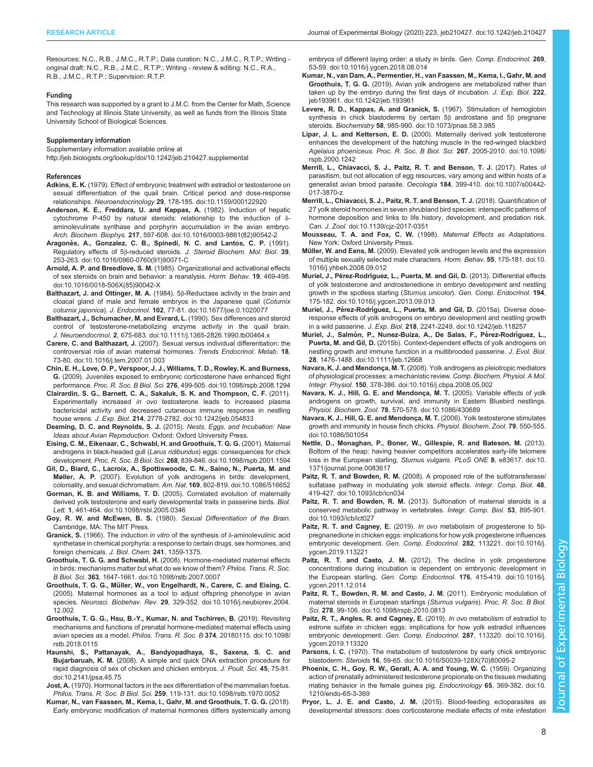Resources: N.C., R.B., J.M.C., R.T.P.; Data curation: N.C., J.M.C., R.T.P.; Writing - original draft: N.C., R.B., J.M.C., R.T.P.; Writing - review & editing: N.C., R.A., R.B., J.M.C., R.T.P.; Supervision: R.T.P.

#### Funding

This research was supported by a grant to J.M.C. from the Center for Math, Science and Technology at Illinois State University, as well as funds from the Illinois State University School of Biological Sciences.

#### Supplementary information

Supplementary information available online at http://jeb.biologists.org/lookup/doi/10.1242/jeb.210427.supplemental

#### References

**Adkins, E. K.** (1979). Effect of embryonic treatment with estradiol or testosterone on sexual differentiation of the quail brain. Critical period and dose-response relationships. *Neuroendocrinology* **29**, 178-185. doi:10.1159/000122920

**Anderson, K. E., Freddara, U. and Kappas, A.** (1982). Induction of hepatic cytochrome P-450 by natural steroids: relationship to the induction of δ-aminolevulinate synthase and porphyrin accumulation in the avian embryo. *Arch. Biochem. Biophys.* **217**, 597-608. doi:10.1016/0003-9861(82)90542-2

**Aragonés, A., Gonzalez, C. B., Spinedi, N. C. and Lantos, C. P.** (1991). Regulatory effects of 5β-reduced steroids. *J. Steroid Biochem. Mol. Biol.* **39**, 253-263. doi:10.1016/0960-0760(91)90071-C

**Arnold, A. P. and Breedlove, S. M.** (1985). Organizational and activational effects of sex steroids on brain and behavior: a reanalysis. *Horm. Behav.* **19**, 469-498. doi:10.1016/0018-506X(85)90042-X

**Balthazart, J. and Ottinger, M. A.** (1984). 5β-Reductase activity in the brain and cloacal gland of male and female embryos in the Japanese quail (*Coturnix coturnix japonica*). *J. Endocrinol.* **102**, 77-81. doi:10.1677/joe.0.1020077

**Balthazart, J., Schumacher, M. and Evrard, L.** (1990). Sex differences and steroid control of testosterone-metabolizing enzyme activity in the quail brain. *J. Neuroendocrinol.* **2**, 675-683. doi:10.1111/j.1365-2826.1990.tb00464.x

**Carere, C. and Balthazart, J.** (2007). Sexual versus individual differentiation: the controversial role of avian maternal hormones. *Trends Endocrinol. Metab.* **18**, 73-80. doi:10.1016/j.tem.2007.01.003

**Chin, E. H., Love, O. P., Verspoor, J. J., Williams, T. D., Rowley, K. and Burness, G.** (2009). Juveniles exposed to embryonic corticosterone have enhanced flight performance. *Proc. R. Soc. B Biol. Sci.* **276**, 499-505. doi:10.1098/rspb.2008.1294

**Clairardin, S. G., Barnett, C. A., Sakaluk, S. K. and Thompson, C. F.** (2011). Experimentally increased *in ovo* testosterone leads to increased plasma bactericidal activity and decreased cutaneous immune response in nestling house wrens. *J. Exp. Biol.* **214**, 2778-2782. doi:10.1242/jeb.054833

**Deeming, D. C. and Reynolds, S. J.** (2015). *Nests, Eggs, and Incubation: New Ideas about Avian Reproduction.* Oxford: Oxford University Press.

**Eising, C. M., Eikenaar, C., Schwabl, H. and Groothuis, T. G. G.** (2001). Maternal androgens in black-headed gull (*Larus ridibundus*) eggs: consequences for chick development. *Proc. R. Soc. B Biol. Sci.* **268**, 839-846. doi:10.1098/rspb.2001.1594

**Gil, D., Biard, C., Lacroix, A., Spottiswoode, C. N., Saino, N., Puerta, M. and Møller, A. P.** (2007). Evolution of yolk androgens in birds: development, coloniality, and sexual dichromatism. *Am. Nat.* **169**, 802-819. doi:10.1086/516652

**Gorman, K. B. and Williams, T. D.** (2005). Correlated evolution of maternally derived yolk testosterone and early developmental traits in passerine birds. *Biol. Lett.* **1**, 461-464. doi:10.1098/rsbl.2005.0346

**Goy, R. W. and McEwen, B. S.** (1980). *Sexual Differentiation of the Brain.* Cambridge, MA: The MIT Press.

**Granick, S.** (1966). The induction *in vitro* of the synthesis of δ-aminolevulinic acid synthetase in chemical porphyria: a response to certain drugs, sex hormones, and foreign chemicals. *J. Biol. Chem.* **241**, 1359-1375.

**Groothuis, T. G. G. and Schwabl, H.** (2008). Hormone-mediated maternal effects in birds: mechanisms matter but what do we know of them? *Philos. Trans. R. Soc. B Biol. Sci.* **363**, 1647-1661. doi:10.1098/rstb.2007.0007

**Groothuis, T. G. G., Müller, W., von Engelhardt, N., Carere, C. and Eising, C.** (2005). Maternal hormones as a tool to adjust offspring phenotype in avian species. *Neurosci. Biobehav. Rev.* **29**, 329-352. doi:10.1016/j.neubiorev.2004.12.002

**Groothuis, T. G. G., Hsu, B.-Y., Kumar, N. and Tschirren, B.** (2019). Revisiting mechanisms and functions of prenatal hormone-mediated maternal effects using avian species as a model. *Philos. Trans. R. Soc. B* **374**, 20180115. doi:10.1098/rstb.2018.0115

**Haunshi, S., Pattanayak, A., Bandyopadhaya, S., Saxena, S. C. and Bujarbaruah, K. M.** (2008). A simple and quick DNA extraction procedure for rapid diagnosis of sex of chicken and chicken embryos. *J. Poult. Sci.* **45**, 75-81. doi:10.2141/jpsa.45.75

**Jost, A.** (1970). Hormonal factors in the sex differentiation of the mammalian foetus. *Philos. Trans. R. Soc. B Biol. Sci.* **259**, 119-131. doi:10.1098/rstb.1970.0052

**Kumar, N., van Faassen, M., Kema, I., Gahr, M. and Groothuis, T. G. G.** (2018). Early embryonic modification of maternal hormones differs systemically among embryos of different laying order: a study in birds. *Gen. Comp. Endocrinol.* **269**, 53-59. doi:10.1016/j.ygcen.2018.08.014

**Kumar, N., van Dam, A., Permentier, H., van Faassen, M., Kema, I., Gahr, M. and Groothuis, T. G. G.** (2019). Avian yolk androgens are metabolized rather than taken up by the embryo during the first days of incubation. *J. Exp. Biol.* **222**, jeb193961. doi:10.1242/jeb.193961

**Levere, R. D., Kappas, A. and Granick, S.** (1967). Stimulation of hemoglobin synthesis in chick blastoderms by certain 5β androstane and 5β pregnane steroids. *Biochemistry* **58**, 985-990. doi:10.1073/pnas.58.3.985

**Lipar, J. L. and Ketterson, E. D.** (2000). Maternally derived yolk testosterone enhances the development of the hatching muscle in the red-winged blackbird *Agelaius phoeniceus*. *Proc. R. Soc. B Biol. Sci.* **267**, 2005-2010. doi:10.1098/rspb.2000.1242

**Merrill, L., Chiavacci, S. J., Paitz, R. T. and Benson, T. J.** (2017). Rates of parasitism, but not allocation of egg resources, vary among and within hosts of a generalist avian brood parasite. *Oecologia* **184**, 399-410. doi:10.1007/s00442-017-3870-z

**Merrill, L., Chiavacci, S. J., Paitz, R. T. and Benson, T. J.** (2018). Quantification of 27 yolk steroid hormones in seven shrubland bird species: interspecific patterns of hormone deposition and links to life history, development, and predation risk. *Can. J. Zool.* doi:10.1139/cjz-2017-0351

**Mousseau, T. A. and Fox, C. W.** (1998). *Maternal Effects as Adaptations.* New York: Oxford University Press.

**Müller, W. and Eens, M.** (2009). Elevated yolk androgen levels and the expression of multiple sexually selected male characters. *Horm. Behav.* **55**, 175-181. doi:10.1016/j.yhbeh.2008.09.012

**Muriel, J., Pérez-Rodríguez, L., Puerta, M. and Gil, D.** (2013). Differential effects of yolk testosterone and androstenedione in embryo development and nestling growth in the spotless starling (*Sturnus unicolor*). *Gen. Comp. Endocrinol.* **194**, 175-182. doi:10.1016/j.ygcen.2013.09.013

**Muriel, J., Pérez-Rodríguez, L., Puerta, M. and Gil, D.** (2015a). Diverse dose-response effects of yolk androgens on embryo development and nestling growth in a wild passerine. *J. Exp. Biol.* **218**, 2241-2249. doi:10.1242/jeb.118257

**Muriel, J., Salmón, P., Nunez-Buiza, A., De Salas, F., Pérez-Rodríguez, L., Puerta, M. and Gil, D.** (2015b). Context-dependent effects of yolk androgens on nestling growth and immune function in a multibrooded passerine. *J. Evol. Biol.* **28**, 1476-1488. doi:10.1111/jeb.12668

**Navara, K. J. and Mendonça, M. T.** (2008). Yolk androgens as pleiotropic mediators of physiological processes: a mechanistic review. *Comp. Biochem. Physiol. A Mol. Integr. Physiol.* **150**, 378-386. doi:10.1016/j.cbpa.2008.05.002

**Navara, K. J., Hill, G. E. and Mendonça, M. T.** (2005). Variable effects of yolk androgens on growth, survival, and immunity in Eastern Bluebird nestlings. *Physiol. Biochem. Zool.* **78**, 570-578. doi:10.1086/430689

**Navara, K. J., Hill, G. E. and Mendonça, M. T.** (2006). Yolk testosterone stimulates growth and immunity in house finch chicks. *Physiol. Biochem. Zool.* **79**, 550-555. doi:10.1086/501054

**Nettle, D., Monaghan, P., Boner, W., Gillespie, R. and Bateson, M.** (2013). Bottom of the heap: having heavier competitors accelerates early-life telomere loss in the European starling, *Sturnus vulgaris*. *PLoS ONE* **8**, e83617. doi:10.1371/journal.pone.0083617

**Paitz, R. T. and Bowden, R. M.** (2008). A proposed role of the sulfotransferase/sulfatase pathway in modulating yolk steroid effects. *Integr. Comp. Biol.* **48**, 419-427. doi:10.1093/icb/icn034

**Paitz, R. T. and Bowden, R. M.** (2013). Sulfonation of maternal steroids is a conserved metabolic pathway in vertebrates. *Integr. Comp. Biol.* **53**, 895-901. doi:10.1093/icb/ict027

**Paitz, R. T. and Cagney, E.** (2019). *In ovo* metabolism of progesterone to 5β-pregnanedione in chicken eggs: implications for how yolk progesterone influences embryonic development. *Gen. Comp. Endocrinol.* **282**, 113221. doi:10.1016/j.ygcen.2019.113221

**Paitz, R. T. and Casto, J. M.** (2012). The decline in yolk progesterone concentrations during incubation is dependent on embryonic development in the European starling. *Gen. Comp. Endocrinol.* **176**, 415-419. doi:10.1016/j.ygcen.2011.12.014

**Paitz, R. T., Bowden, R. M. and Casto, J. M.** (2011). Embryonic modulation of maternal steroids in European starlings (*Sturnus vulgaris*). *Proc. R. Soc. B Biol. Sci.* **278**, 99-106. doi:10.1098/rspb.2010.0813

**Paitz, R. T., Angles, R. and Cagney, E.** (2019). *In ovo* metabolism of estradiol to estrone sulfate in chicken eggs: implications for how yolk estradiol influences embryonic development. *Gen. Comp. Endocrinol.* **287**, 113320. doi:10.1016/j.ygcen.2019.113320

**Parsons, I. C.** (1970). The metabolism of testosterone by early chick embryonic blastoderm. *Steroids* **16**, 59-65. doi:10.1016/S0039-128X(70)80095-2

**Phoenix, C. H., Goy, R. W., Gerall, A. A. and Young, W. C.** (1959). Organizing action of prenatally administered testosterone propionate on the tissues mediating mating behavior in the female guinea pig. *Endocrinology* **65**, 369-382. doi:10.1210/endo-65-3-369

**Pryor, L. J. E. and Casto, J. M.** (2015). Blood-feeding ectoparasites as developmental stressors: does corticosterone mediate effects of mite infestation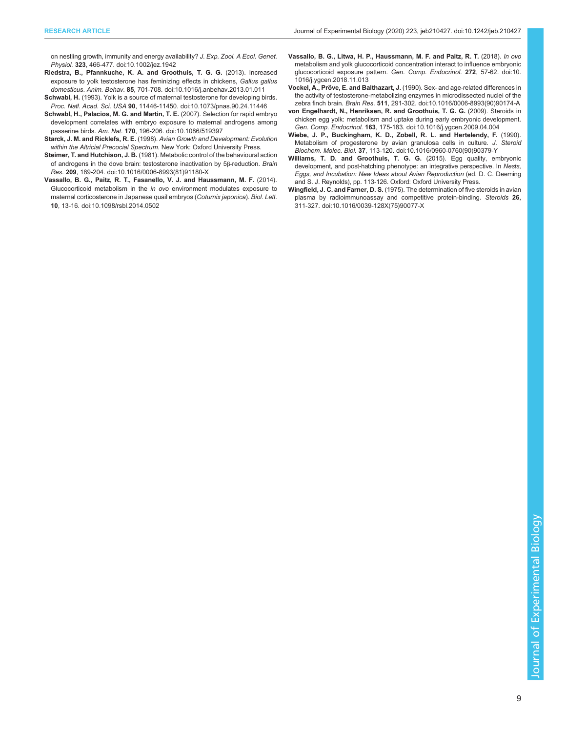on nestling growth, immunity and energy availability? *J. Exp. Zool. A Ecol. Genet. Physiol.* **323**, 466-477. doi:10.1002/jez.1942

**Riedstra, B., Pfannkuche, K. A. and Groothuis, T. G. G.** (2013). Increased exposure to yolk testosterone has feminizing effects in chickens, *Gallus gallus domesticus*. *Anim. Behav.* **85**, 701-708. doi:10.1016/j.anbehav.2013.01.011

**Schwabl, H.** (1993). Yolk is a source of maternal testosterone for developing birds. *Proc. Natl. Acad. Sci. USA* **90**, 11446-11450. doi:10.1073/pnas.90.24.11446

**Schwabl, H., Palacios, M. G. and Martin, T. E.** (2007). Selection for rapid embryo development correlates with embryo exposure to maternal androgens among passerine birds. *Am. Nat.* **170**, 196-206. doi:10.1086/519397

**Starck, J. M. and Ricklefs, R. E.** (1998). *Avian Growth and Development: Evolution within the Altricial Precocial Spectrum*. New York: Oxford University Press.

**Steimer, T. and Hutchison, J. B.** (1981). Metabolic control of the behavioural action of androgens in the dove brain: testosterone inactivation by 5β-reduction. *Brain Res.* **209**, 189-204. doi:10.1016/0006-8993(81)91180-X

**Vassallo, B. G., Paitz, R. T., Fasanello, V. J. and Haussmann, M. F.** (2014). Glucocorticoid metabolism in the *in ovo* environment modulates exposure to maternal corticosterone in Japanese quail embryos (*Coturnix japonica*). *Biol. Lett.* **10**, 13-16. doi:10.1098/rsbl.2014.0502

**Vassallo, B. G., Litwa, H. P., Haussmann, M. F. and Paitz, R. T.** (2018). *In ovo* metabolism and yolk glucocorticoid concentration interact to influence embryonic glucocorticoid exposure pattern. *Gen. Comp. Endocrinol.* **272**, 57-62. doi:10.1016/j.ygcen.2018.11.013

**Vockel, A., Pröve, E. and Balthazart, J.** (1990). Sex- and age-related differences in the activity of testosterone-metabolizing enzymes in microdissected nuclei of the zebra finch brain. *Brain Res.* **511**, 291-302. doi:10.1016/0006-8993(90)90174-A

**von Engelhardt, N., Henriksen, R. and Groothuis, T. G. G.** (2009). Steroids in chicken egg yolk: metabolism and uptake during early embryonic development. *Gen. Comp. Endocrinol.* **163**, 175-183. doi:10.1016/j.ygcen.2009.04.004

**Wiebe, J. P., Buckingham, K. D., Zobell, R. L. and Hertelendy, F.** (1990). Metabolism of progesterone by avian granulosa cells in culture. *J. Steroid Biochem. Molec. Biol.* **37**, 113-120. doi:10.1016/0960-0760(90)90379-Y

**Williams, T. D. and Groothuis, T. G. G.** (2015). Egg quality, embryonic development, and post-hatching phenotype: an integrative perspective. In *Nests, Eggs, and Incubation: New Ideas about Avian Reproduction* (ed. D. C. Deeming and S. J. Reynolds), pp. 113-126. Oxford: Oxford University Press.

**Wingfield, J. C. and Farner, D. S.** (1975). The determination of five steroids in avian plasma by radioimmunoassay and competitive protein-binding. *Steroids* **26**, 311-327. doi:10.1016/0039-128X(75)90077-X